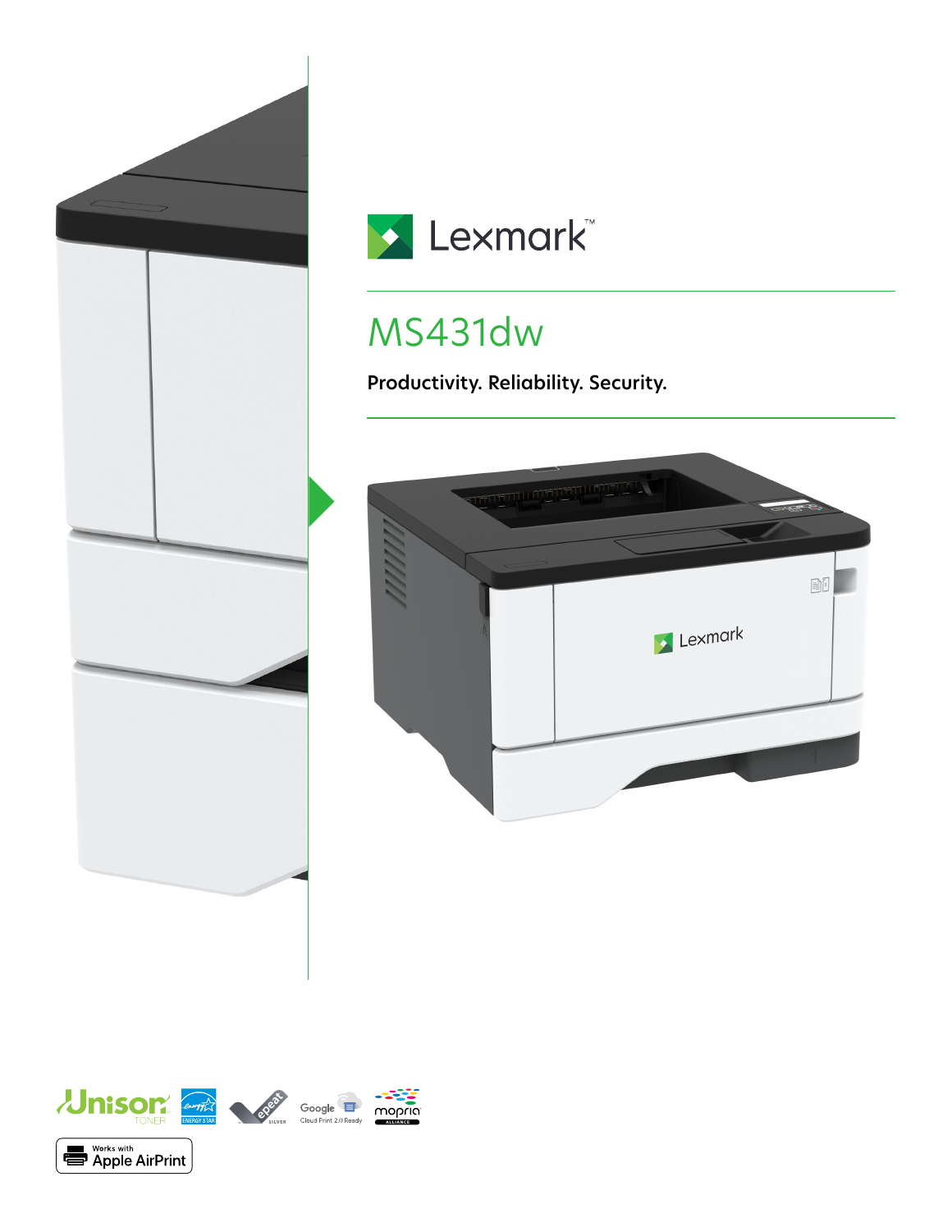Lexmark™

# MS431dw

**Productivity. Reliability. Security.**

Unison TONER

ENERGY STAR

epeat SILVER

Google Cloud Print 2.0 Ready

mopria ALLIANCE

Works with Apple AirPrint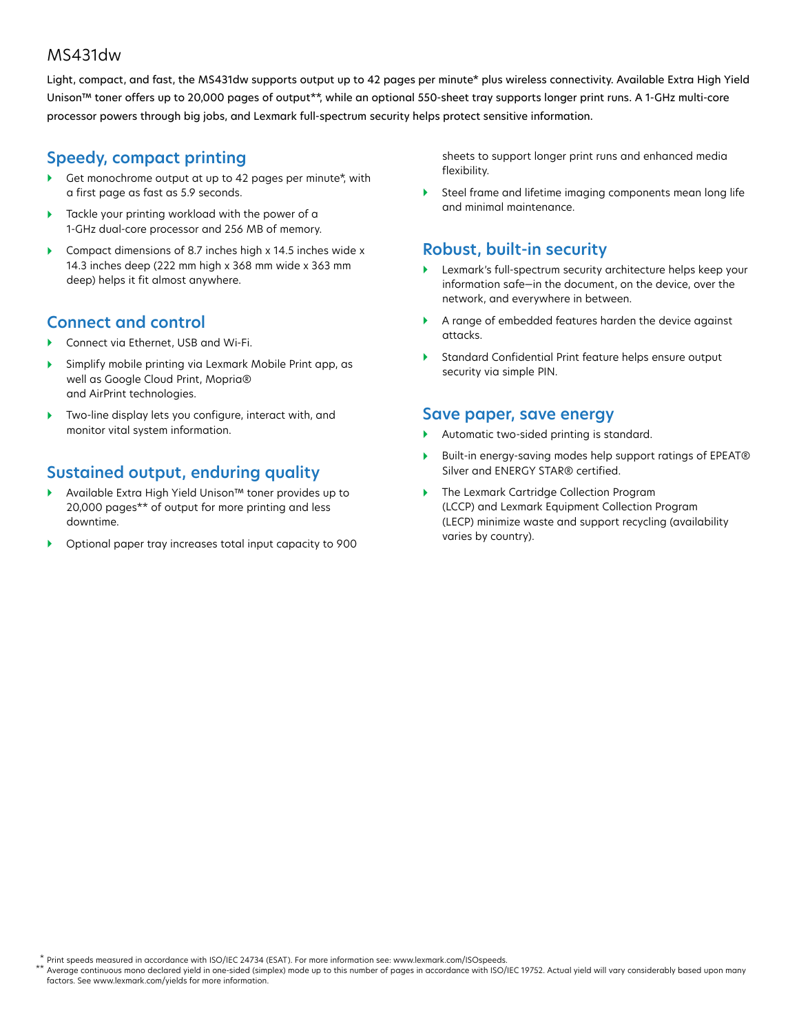# MS431dw

Light, compact, and fast, the MS431dw supports output up to 42 pages per minute* plus wireless connectivity. Available Extra High Yield Unison™ toner offers up to 20,000 pages of output**, while an optional 550-sheet tray supports longer print runs. A 1-GHz multi-core processor powers through big jobs, and Lexmark full-spectrum security helps protect sensitive information.

## Speedy, compact printing

- Get monochrome output at up to 42 pages per minute*, with a first page as fast as 5.9 seconds.
- Tackle your printing workload with the power of a 1-GHz dual-core processor and 256 MB of memory.
- Compact dimensions of 8.7 inches high x 14.5 inches wide x 14.3 inches deep (222 mm high x 368 mm wide x 363 mm deep) helps it fit almost anywhere.

## Connect and control

- Connect via Ethernet, USB and Wi-Fi.
- Simplify mobile printing via Lexmark Mobile Print app, as well as Google Cloud Print, Mopria® and AirPrint technologies.
- Two-line display lets you configure, interact with, and monitor vital system information.

## Sustained output, enduring quality

- Available Extra High Yield Unison™ toner provides up to 20,000 pages** of output for more printing and less downtime.
- Optional paper tray increases total input capacity to 900 sheets to support longer print runs and enhanced media flexibility.
- Steel frame and lifetime imaging components mean long life and minimal maintenance.

## Robust, built-in security

- Lexmark's full-spectrum security architecture helps keep your information safe—in the document, on the device, over the network, and everywhere in between.
- A range of embedded features harden the device against attacks.
- Standard Confidential Print feature helps ensure output security via simple PIN.

## Save paper, save energy

- Automatic two-sided printing is standard.
- Built-in energy-saving modes help support ratings of EPEAT® Silver and ENERGY STAR® certified.
- The Lexmark Cartridge Collection Program (LCCP) and Lexmark Equipment Collection Program (LECP) minimize waste and support recycling (availability varies by country).

* Print speeds measured in accordance with ISO/IEC 24734 (ESAT). For more information see: www.lexmark.com/ISOspeeds.

** Average continuous mono declared yield in one-sided (simplex) mode up to this number of pages in accordance with ISO/IEC 19752. Actual yield will vary considerably based upon many factors. See www.lexmark.com/yields for more information.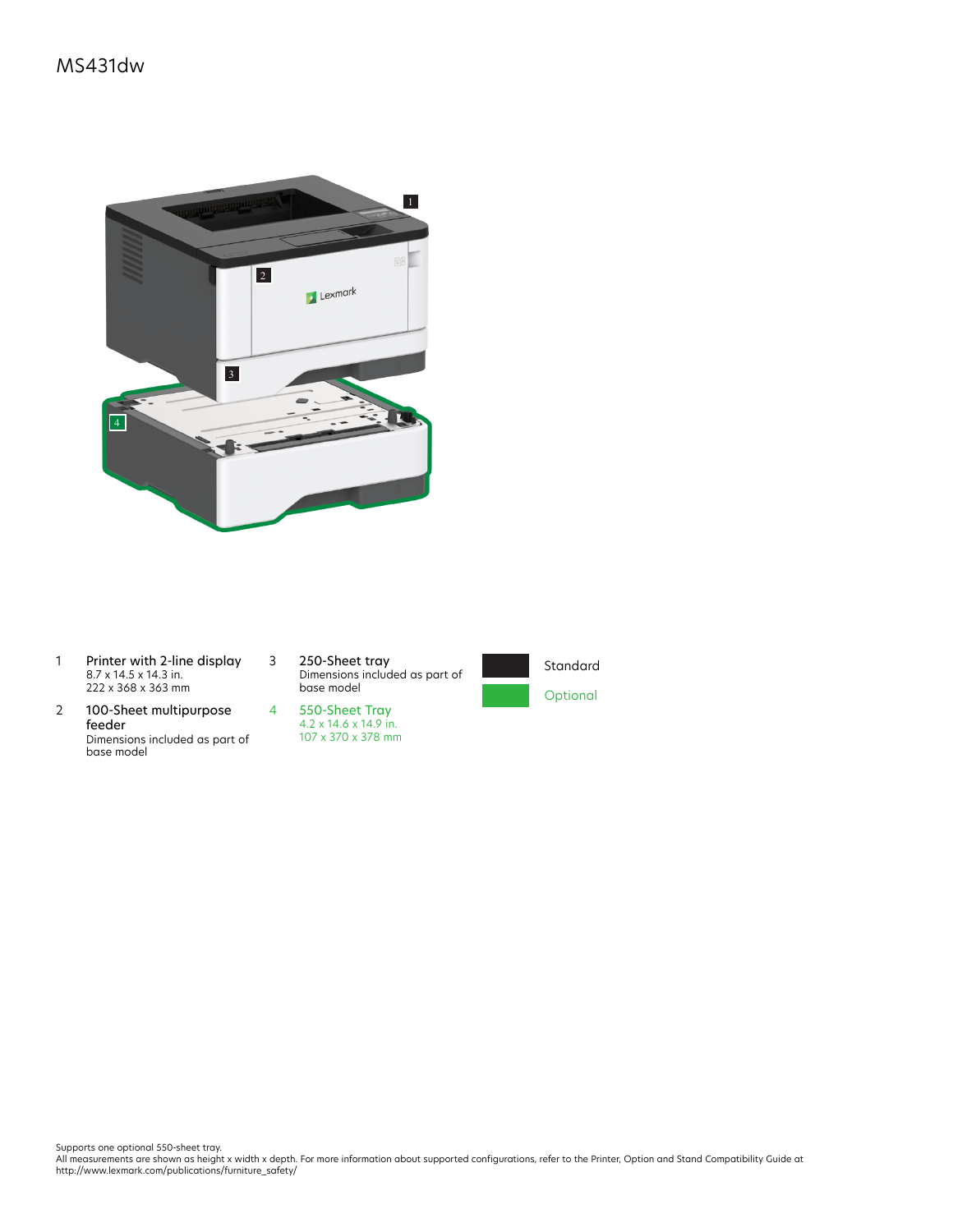# MS431dw

1. **Printer with 2-line display**
   8.7 x 14.5 x 14.3 in.
   222 x 368 x 363 mm

2. **100-Sheet multipurpose feeder**
   Dimensions included as part of base model

3. **250-Sheet tray**
   Dimensions included as part of base model

4. **550-Sheet Tray**
   4.2 x 14.6 x 14.9 in.
   107 x 370 x 378 mm

Standard

Optional

Supports one optional 550-sheet tray.
All measurements are shown as height x width x depth. For more information about supported configurations, refer to the Printer, Option and Stand Compatibility Guide at http://www.lexmark.com/publications/furniture_safety/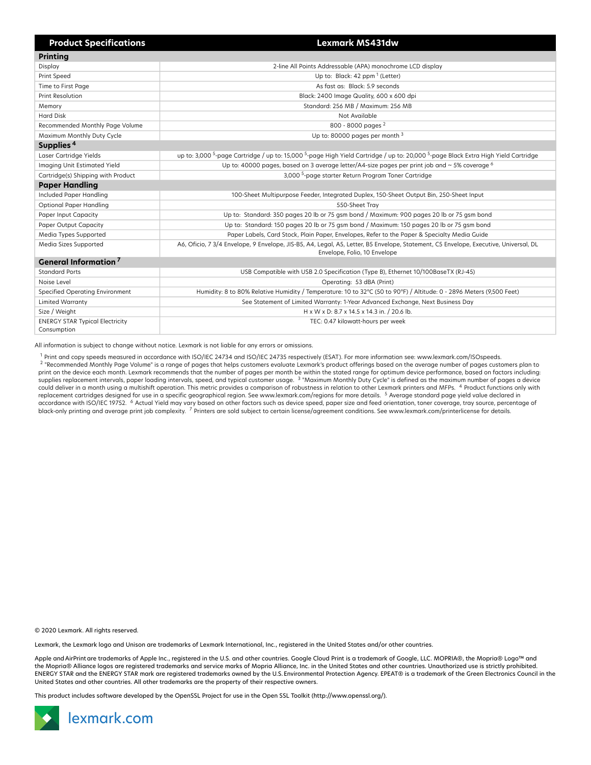| Product Specifications | Lexmark MS431dw |
| --- | --- |
| **Printing** | |
| Display | 2-line All Points Addressable (APA) monochrome LCD display |
| Print Speed | Up to: Black: 42 ppm [1] (Letter) |
| Time to First Page | As fast as: Black: 5.9 seconds |
| Print Resolution | Black: 2400 Image Quality, 600 x 600 dpi |
| Memory | Standard: 256 MB / Maximum: 256 MB |
| Hard Disk | Not Available |
| Recommended Monthly Page Volume | 800 - 8000 pages [2] |
| Maximum Monthly Duty Cycle | Up to: 80000 pages per month [3] |
| **Supplies [4]** | |
| Laser Cartridge Yields | up to: 3,000 [5]-page Cartridge / up to: 15,000 [5]-page High Yield Cartridge / up to: 20,000 [5]-page Black Extra High Yield Cartridge |
| Imaging Unit Estimated Yield | Up to: 40000 pages, based on 3 average letter/A4-size pages per print job and ~ 5% coverage [6] |
| Cartridge(s) Shipping with Product | 3,000 [5]-page starter Return Program Toner Cartridge |
| **Paper Handling** | |
| Included Paper Handling | 100-Sheet Multipurpose Feeder, Integrated Duplex, 150-Sheet Output Bin, 250-Sheet Input |
| Optional Paper Handling | 550-Sheet Tray |
| Paper Input Capacity | Up to: Standard: 350 pages 20 lb or 75 gsm bond / Maximum: 900 pages 20 lb or 75 gsm bond |
| Paper Output Capacity | Up to: Standard: 150 pages 20 lb or 75 gsm bond / Maximum: 150 pages 20 lb or 75 gsm bond |
| Media Types Supported | Paper Labels, Card Stock, Plain Paper, Envelopes, Refer to the Paper & Specialty Media Guide |
| Media Sizes Supported | A6, Oficio, 7 3/4 Envelope, 9 Envelope, JIS-B5, A4, Legal, A5, Letter, B5 Envelope, Statement, C5 Envelope, Executive, Universal, DL Envelope, Folio, 10 Envelope |
| **General Information [7]** | |
| Standard Ports | USB Compatible with USB 2.0 Specification (Type B), Ethernet 10/100BaseTX (RJ-45) |
| Noise Level | Operating: 53 dBA (Print) |
| Specified Operating Environment | Humidity: 8 to 80% Relative Humidity / Temperature: 10 to 32°C (50 to 90°F) / Altitude: 0 - 2896 Meters (9,500 Feet) |
| Limited Warranty | See Statement of Limited Warranty: 1-Year Advanced Exchange, Next Business Day |
| Size / Weight | H x W x D: 8.7 x 14.5 x 14.3 in. / 20.6 lb. |
| ENERGY STAR Typical Electricity Consumption | TEC: 0.47 kilowatt-hours per week |

All information is subject to change without notice. Lexmark is not liable for any errors or omissions.

[1] Print and copy speeds measured in accordance with ISO/IEC 24734 and ISO/IEC 24735 respectively (ESAT). For more information see: www.lexmark.com/ISOspeeds. [2] "Recommended Monthly Page Volume" is a range of pages that helps customers evaluate Lexmark's product offerings based on the average number of pages customers plan to print on the device each month. Lexmark recommends that the number of pages per month be within the stated range for optimum device performance, based on factors including: supplies replacement intervals, paper loading intervals, speed, and typical customer usage. [3] "Maximum Monthly Duty Cycle" is defined as the maximum number of pages a device could deliver in a month using a multishift operation. This metric provides a comparison of robustness in relation to other Lexmark printers and MFPs. [4] Product functions only with replacement cartridges designed for use in a specific geographical region. See www.lexmark.com/regions for more details. [5] Average standard page yield value declared in accordance with ISO/IEC 19752. [6] Actual Yield may vary based on other factors such as device speed, paper size and feed orientation, toner coverage, tray source, percentage of black-only printing and average print job complexity. [7] Printers are sold subject to certain license/agreement conditions. See www.lexmark.com/printerlicense for details.

© 2020 Lexmark. All rights reserved.

Lexmark, the Lexmark logo and Unison are trademarks of Lexmark International, Inc., registered in the United States and/or other countries.

Apple and AirPrint are trademarks of Apple Inc., registered in the U.S. and other countries. Google Cloud Print is a trademark of Google, LLC. MOPRIA®, the Mopria® Logo™ and the Mopria® Alliance logos are registered trademarks and service marks of Mopria Alliance, Inc. in the United States and other countries. Unauthorized use is strictly prohibited. ENERGY STAR and the ENERGY STAR mark are registered trademarks owned by the U.S. Environmental Protection Agency. EPEAT® is a trademark of the Green Electronics Council in the United States and other countries. All other trademarks are the property of their respective owners.

This product includes software developed by the OpenSSL Project for use in the Open SSL Toolkit (http://www.openssl.org/).

lexmark.com